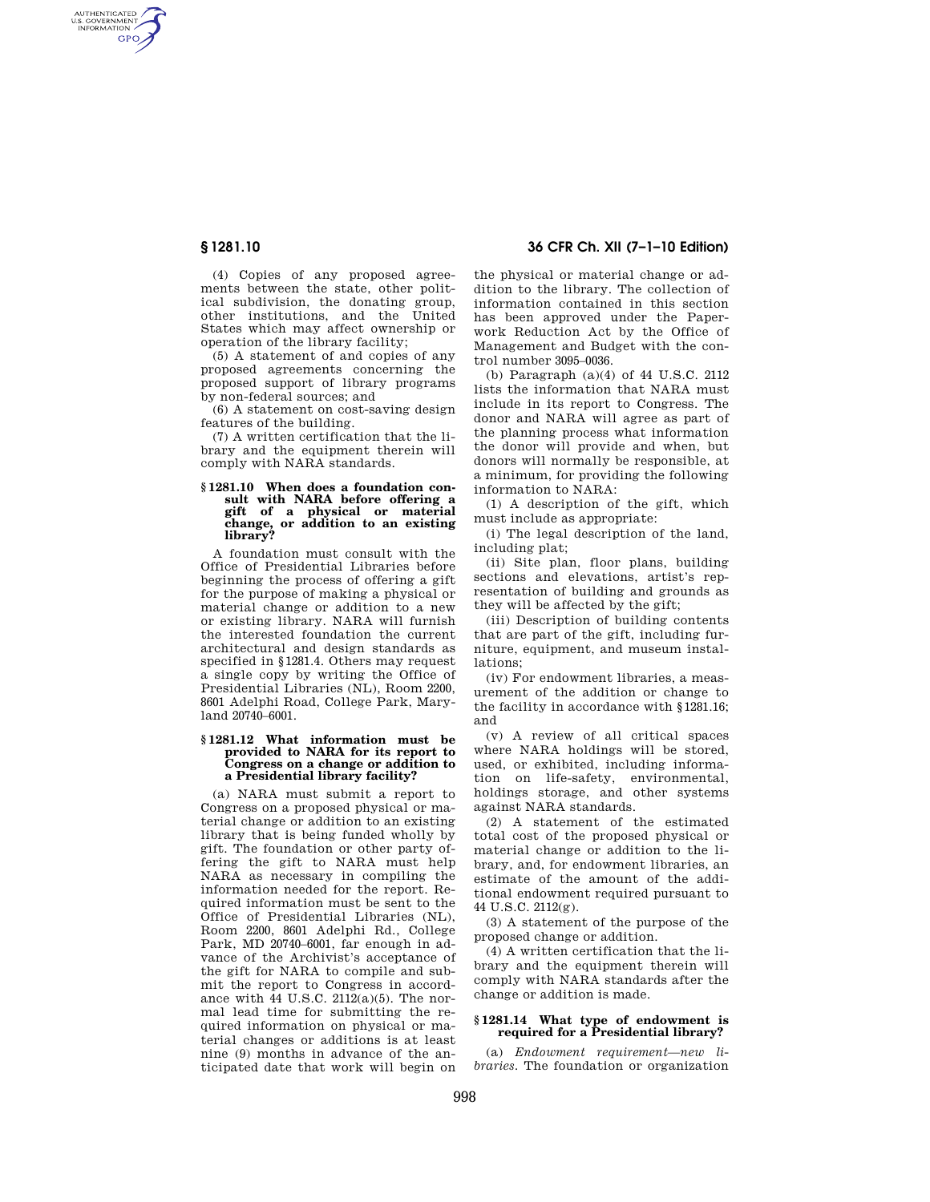(4) Copies of any proposed agreements between the state, other political subdivision, the donating group, other institutions, and the United States which may affect ownership or operation of the library facility;

(5) A statement of and copies of any proposed agreements concerning the proposed support of library programs by non-federal sources; and

(6) A statement on cost-saving design features of the building.

(7) A written certification that the library and the equipment therein will comply with NARA standards.

### § 1281.10 When does a foundation consult with NARA before offering a gift of a physical or material change, or addition to an existing library?

A foundation must consult with the Office of Presidential Libraries before beginning the process of offering a gift for the purpose of making a physical or material change or addition to a new or existing library. NARA will furnish the interested foundation the current architectural and design standards as specified in §1281.4. Others may request a single copy by writing the Office of Presidential Libraries (NL), Room 2200, 8601 Adelphi Road, College Park, Maryland 20740–6001.

### § 1281.12 What information must be provided to NARA for its report to Congress on a change or addition to a Presidential library facility?

(a) NARA must submit a report to Congress on a proposed physical or material change or addition to an existing library that is being funded wholly by gift. The foundation or other party offering the gift to NARA must help NARA as necessary in compiling the information needed for the report. Required information must be sent to the Office of Presidential Libraries (NL), Room 2200, 8601 Adelphi Rd., College Park, MD 20740–6001, far enough in advance of the Archivist's acceptance of the gift for NARA to compile and submit the report to Congress in accordance with 44 U.S.C. 2112(a)(5). The normal lead time for submitting the required information on physical or material changes or additions is at least nine (9) months in advance of the anticipated date that work will begin on the physical or material change or addition to the library. The collection of information contained in this section has been approved under the Paperwork Reduction Act by the Office of Management and Budget with the control number 3095–0036.

(b) Paragraph (a)(4) of 44 U.S.C. 2112 lists the information that NARA must include in its report to Congress. The donor and NARA will agree as part of the planning process what information the donor will provide and when, but donors will normally be responsible, at a minimum, for providing the following information to NARA:

(1) A description of the gift, which must include as appropriate:

(i) The legal description of the land, including plat;

(ii) Site plan, floor plans, building sections and elevations, artist's representation of building and grounds as they will be affected by the gift;

(iii) Description of building contents that are part of the gift, including furniture, equipment, and museum installations;

(iv) For endowment libraries, a measurement of the addition or change to the facility in accordance with §1281.16; and

(v) A review of all critical spaces where NARA holdings will be stored, used, or exhibited, including information on life-safety, environmental, holdings storage, and other systems against NARA standards.

(2) A statement of the estimated total cost of the proposed physical or material change or addition to the library, and, for endowment libraries, an estimate of the amount of the additional endowment required pursuant to 44 U.S.C. 2112(g).

(3) A statement of the purpose of the proposed change or addition.

(4) A written certification that the library and the equipment therein will comply with NARA standards after the change or addition is made.

### § 1281.14 What type of endowment is required for a Presidential library?

(a) *Endowment requirement—new libraries.* The foundation or organization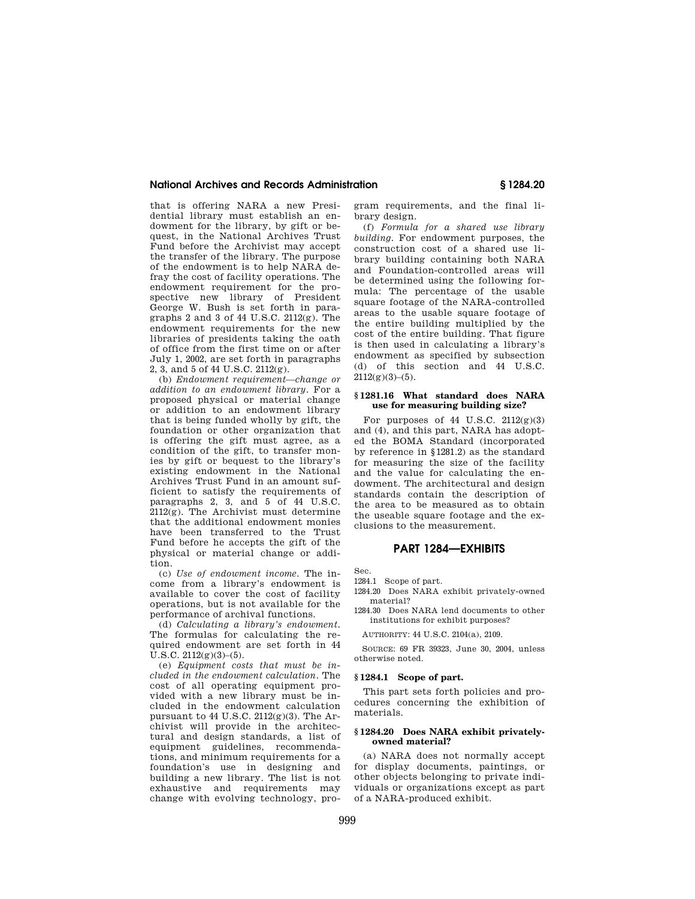that is offering NARA a new Presidential library must establish an endowment for the library, by gift or bequest, in the National Archives Trust Fund before the Archivist may accept the transfer of the library. The purpose of the endowment is to help NARA defray the cost of facility operations. The endowment requirement for the prospective new library of President George W. Bush is set forth in paragraphs 2 and 3 of 44 U.S.C. 2112(g). The endowment requirements for the new libraries of presidents taking the oath of office from the first time on or after July 1, 2002, are set forth in paragraphs 2, 3, and 5 of 44 U.S.C. 2112(g).

(b) *Endowment requirement—change or addition to an endowment library.* For a proposed physical or material change or addition to an endowment library that is being funded wholly by gift, the foundation or other organization that is offering the gift must agree, as a condition of the gift, to transfer monies by gift or bequest to the library's existing endowment in the National Archives Trust Fund in an amount sufficient to satisfy the requirements of paragraphs 2, 3, and 5 of 44 U.S.C. 2112(g). The Archivist must determine that the additional endowment monies have been transferred to the Trust Fund before he accepts the gift of the physical or material change or addition.

(c) *Use of endowment income.* The income from a library's endowment is available to cover the cost of facility operations, but is not available for the performance of archival functions.

(d) *Calculating a library's endowment.* The formulas for calculating the required endowment are set forth in 44 U.S.C. 2112(g)(3)–(5).

(e) *Equipment costs that must be included in the endowment calculation.* The cost of all operating equipment provided with a new library must be included in the endowment calculation pursuant to 44 U.S.C. 2112(g)(3). The Archivist will provide in the architectural and design standards, a list of equipment guidelines, recommendations, and minimum requirements for a foundation's use in designing and building a new library. The list is not exhaustive and requirements may change with evolving technology, program requirements, and the final library design.

(f) *Formula for a shared use library building.* For endowment purposes, the construction cost of a shared use library building containing both NARA and Foundation-controlled areas will be determined using the following formula: The percentage of the usable square footage of the NARA-controlled areas to the usable square footage of the entire building multiplied by the cost of the entire building. That figure is then used in calculating a library's endowment as specified by subsection (d) of this section and 44 U.S.C. 2112(g)(3)–(5).

### § 1281.16 What standard does NARA use for measuring building size?

For purposes of 44 U.S.C. 2112(g)(3) and (4), and this part, NARA has adopted the BOMA Standard (incorporated by reference in §1281.2) as the standard for measuring the size of the facility and the value for calculating the endowment. The architectural and design standards contain the description of the area to be measured as to obtain the useable square footage and the exclusions to the measurement.

## PART 1284—EXHIBITS

Sec.
1284.1 Scope of part.
1284.20 Does NARA exhibit privately-owned material?
1284.30 Does NARA lend documents to other institutions for exhibit purposes?

AUTHORITY: 44 U.S.C. 2104(a), 2109.

SOURCE: 69 FR 39323, June 30, 2004, unless otherwise noted.

### § 1284.1 Scope of part.

This part sets forth policies and procedures concerning the exhibition of materials.

### § 1284.20 Does NARA exhibit privately-owned material?

(a) NARA does not normally accept for display documents, paintings, or other objects belonging to private individuals or organizations except as part of a NARA-produced exhibit.